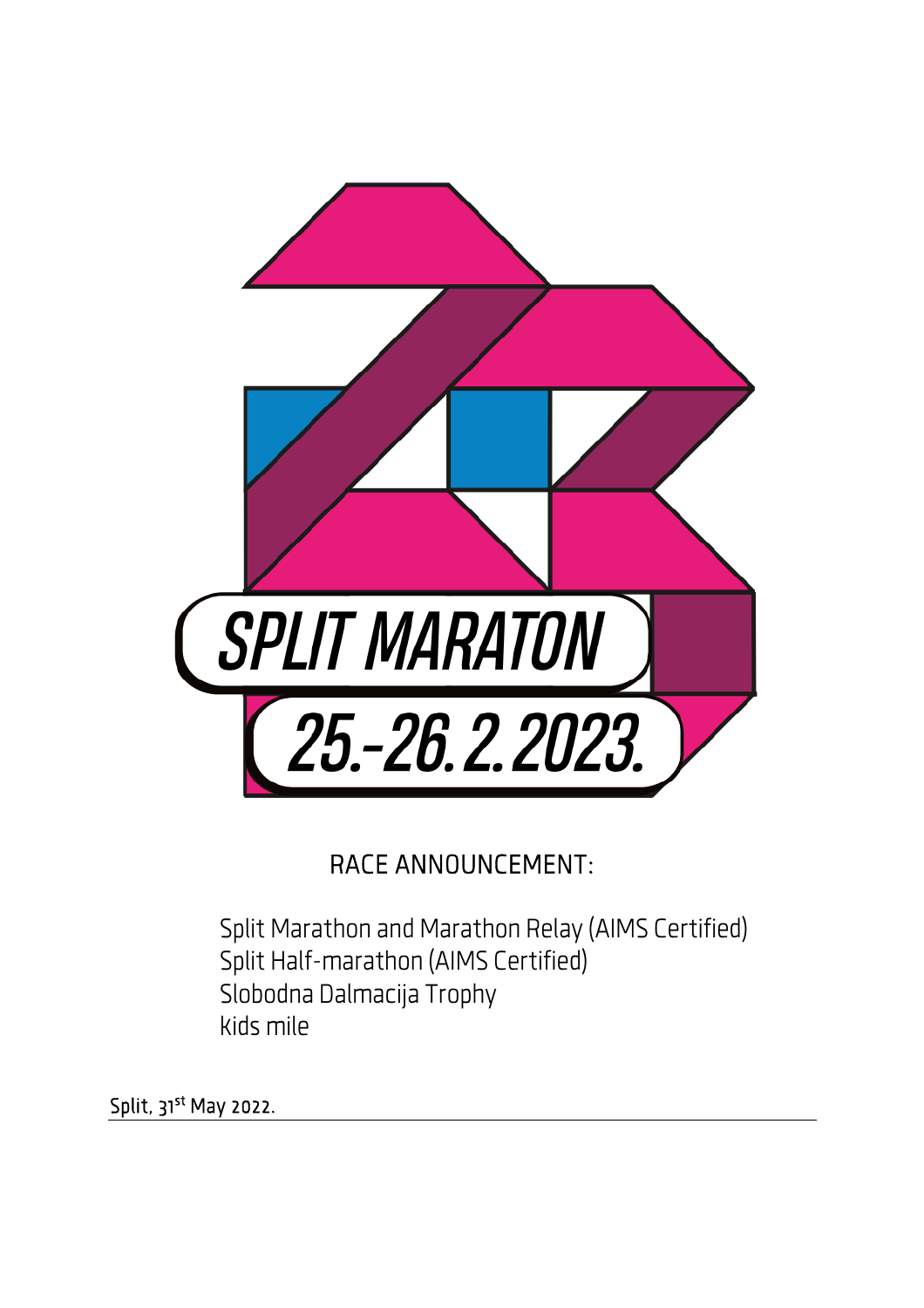SPLIT MARATON

25.-26.2.2023.

RACE ANNOUNCEMENT:

Split Marathon and Marathon Relay (AIMS Certified)
Split Half-marathon (AIMS Certified)
Slobodna Dalmacija Trophy
kids mile

Split, 31st May 2022.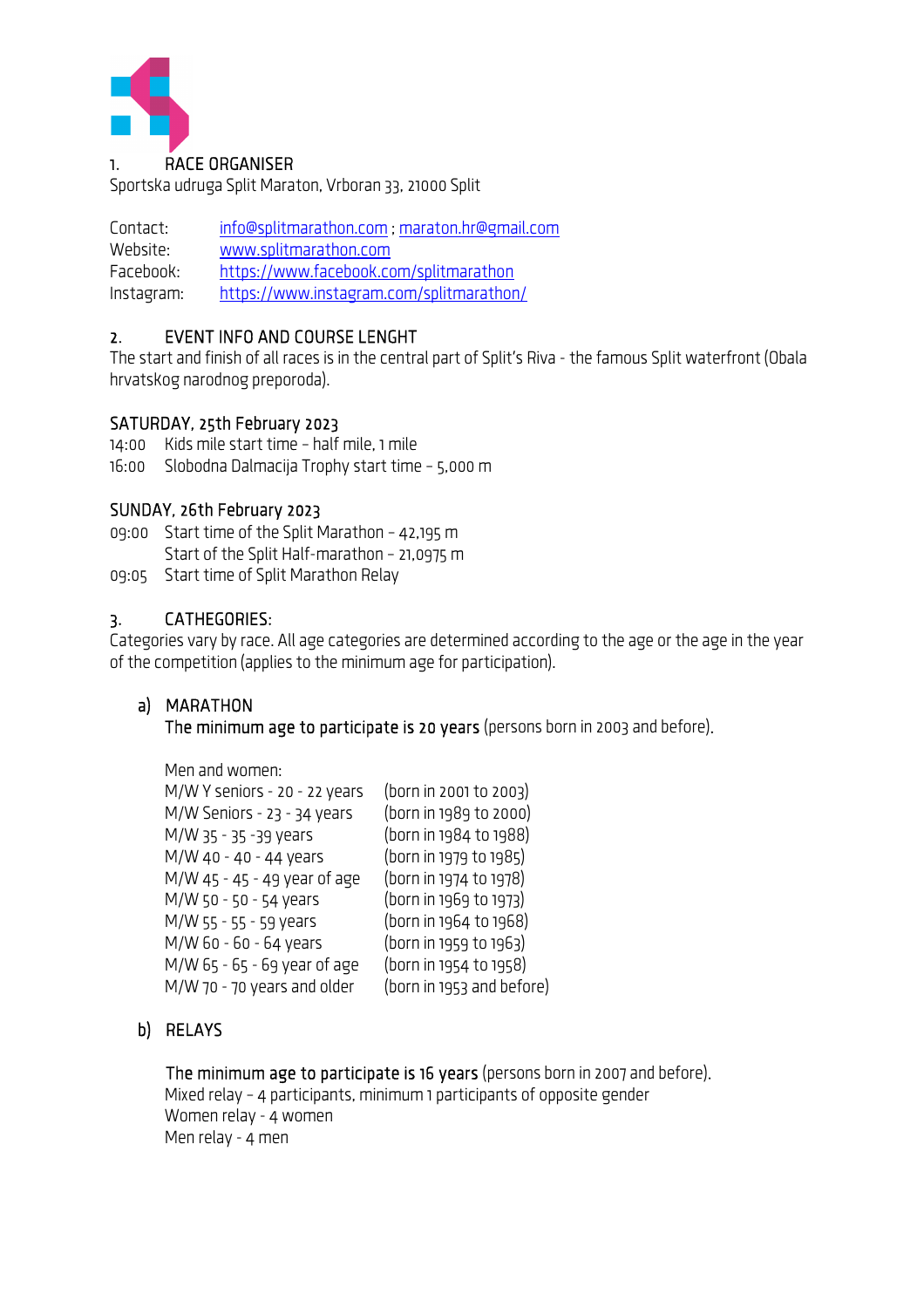## 1. RACE ORGANISER

Sportska udruga Split Maraton, Vrboran 33, 21000 Split

| | |
|---|---|
| Contact: | info@splitmarathon.com ; maraton.hr@gmail.com |
| Website: | www.splitmarathon.com |
| Facebook: | https://www.facebook.com/splitmarathon |
| Instagram: | https://www.instagram.com/splitmarathon/ |

## 2. EVENT INFO AND COURSE LENGHT

The start and finish of all races is in the central part of Split's Riva - the famous Split waterfront (Obala hrvatskog narodnog preporoda).

### SATURDAY, 25th February 2023

14:00 Kids mile start time – half mile, 1 mile
16:00 Slobodna Dalmacija Trophy start time – 5,000 m

### SUNDAY, 26th February 2023

09:00 Start time of the Split Marathon – 42,195 m
Start of the Split Half-marathon – 21,0975 m
09:05 Start time of Split Marathon Relay

## 3. CATHEGORIES:

Categories vary by race. All age categories are determined according to the age or the age in the year of the competition (applies to the minimum age for participation).

### a) MARATHON

The minimum age to participate is 20 years (persons born in 2003 and before).

Men and women:

| | |
|---|---|
| M/W Y seniors - 20 - 22 years | (born in 2001 to 2003) |
| M/W Seniors - 23 - 34 years | (born in 1989 to 2000) |
| M/W 35 - 35 -39 years | (born in 1984 to 1988) |
| M/W 40 - 40 - 44 years | (born in 1979 to 1985) |
| M/W 45 - 45 - 49 year of age | (born in 1974 to 1978) |
| M/W 50 - 50 - 54 years | (born in 1969 to 1973) |
| M/W 55 - 55 - 59 years | (born in 1964 to 1968) |
| M/W 60 - 60 - 64 years | (born in 1959 to 1963) |
| M/W 65 - 65 - 69 year of age | (born in 1954 to 1958) |
| M/W 70 - 70 years and older | (born in 1953 and before) |

### b) RELAYS

The minimum age to participate is 16 years (persons born in 2007 and before).
Mixed relay – 4 participants, minimum 1 participants of opposite gender
Women relay - 4 women
Men relay - 4 men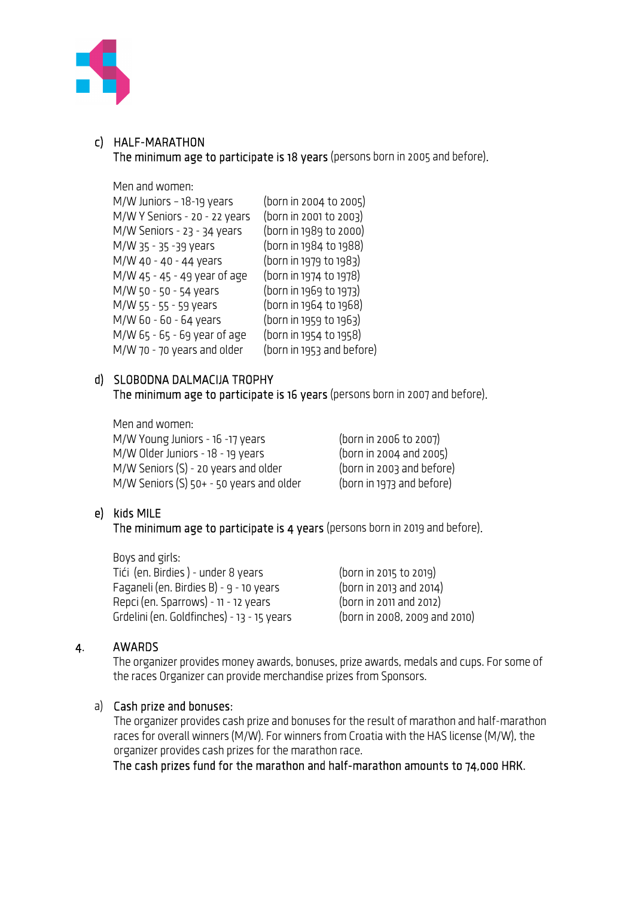c) HALF-MARATHON
**The minimum age to participate is 18 years** (persons born in 2005 and before).

Men and women:

| | |
|---|---|
| M/W Juniors – 18-19 years | (born in 2004 to 2005) |
| M/W Y Seniors - 20 - 22 years | (born in 2001 to 2003) |
| M/W Seniors - 23 - 34 years | (born in 1989 to 2000) |
| M/W 35 - 35 -39 years | (born in 1984 to 1988) |
| M/W 40 - 40 - 44 years | (born in 1979 to 1983) |
| M/W 45 - 45 - 49 year of age | (born in 1974 to 1978) |
| M/W 50 - 50 - 54 years | (born in 1969 to 1973) |
| M/W 55 - 55 - 59 years | (born in 1964 to 1968) |
| M/W 60 - 60 - 64 years | (born in 1959 to 1963) |
| M/W 65 - 65 - 69 year of age | (born in 1954 to 1958) |
| M/W 70 - 70 years and older | (born in 1953 and before) |

d) SLOBODNA DALMACIJA TROPHY
**The minimum age to participate is 16 years** (persons born in 2007 and before).

Men and women:

| | |
|---|---|
| M/W Young Juniors - 16 -17 years | (born in 2006 to 2007) |
| M/W Older Juniors - 18 - 19 years | (born in 2004 and 2005) |
| M/W Seniors (S) - 20 years and older | (born in 2003 and before) |
| M/W Seniors (S) 50+ - 50 years and older | (born in 1973 and before) |

e) Kids MILE
**The minimum age to participate is 4 years** (persons born in 2019 and before).

Boys and girls:

| | |
|---|---|
| Tići (en. Birdies ) - under 8 years | (born in 2015 to 2019) |
| Faganeli (en. Birdies B) - 9 - 10 years | (born in 2013 and 2014) |
| Repci (en. Sparrows) - 11 - 12 years | (born in 2011 and 2012) |
| Grdelini (en. Goldfinches) - 13 - 15 years | (born in 2008, 2009 and 2010) |

## 4. AWARDS

The organizer provides money awards, bonuses, prize awards, medals and cups. For some of the races Organizer can provide merchandise prizes from Sponsors.

a) Cash prize and bonuses:
The organizer provides cash prize and bonuses for the result of marathon and half-marathon races for overall winners (M/W). For winners from Croatia with the HAS license (M/W), the organizer provides cash prizes for the marathon race.
**The cash prizes fund for the marathon and half-marathon amounts to 74,000 HRK.**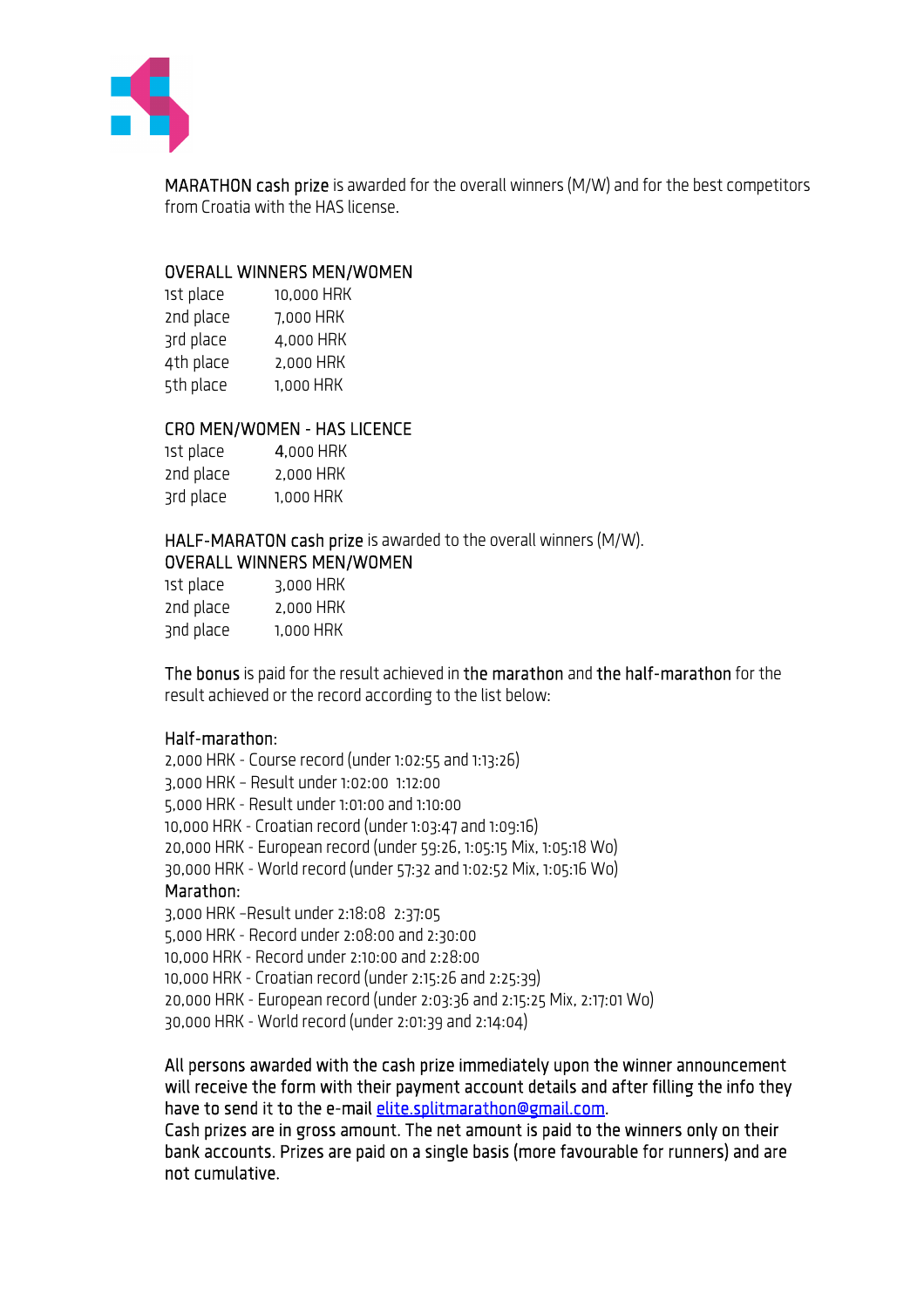**MARATHON cash prize** is awarded for the overall winners (M/W) and for the best competitors from Croatia with the HAS license.

**OVERALL WINNERS MEN/WOMEN**

| | |
|---|---|
| 1st place | 10,000 HRK |
| 2nd place | 7,000 HRK |
| 3rd place | 4,000 HRK |
| 4th place | 2,000 HRK |
| 5th place | 1,000 HRK |

**CRO MEN/WOMEN - HAS LICENCE**

| | |
|---|---|
| 1st place | 4,000 HRK |
| 2nd place | 2,000 HRK |
| 3rd place | 1,000 HRK |

**HALF-MARATON cash prize** is awarded to the overall winners (M/W).
**OVERALL WINNERS MEN/WOMEN**

| | |
|---|---|
| 1st place | 3,000 HRK |
| 2nd place | 2,000 HRK |
| 3nd place | 1,000 HRK |

**The bonus** is paid for the result achieved in **the marathon** and **the half-marathon** for the result achieved or the record according to the list below:

**Half-marathon**:
2,000 HRK - Course record (under 1:02:55 and 1:13:26)
3,000 HRK – Result under 1:02:00 1:12:00
5,000 HRK - Result under 1:01:00 and 1:10:00
10,000 HRK - Croatian record (under 1:03:47 and 1:09:16)
20,000 HRK - European record (under 59:26, 1:05:15 Mix, 1:05:18 Wo)
30,000 HRK - World record (under 57:32 and 1:02:52 Mix, 1:05:16 Wo)
**Marathon:**
3,000 HRK –Result under 2:18:08 2:37:05
5,000 HRK - Record under 2:08:00 and 2:30:00
10,000 HRK - Record under 2:10:00 and 2:28:00
10,000 HRK - Croatian record (under 2:15:26 and 2:25:39)
20,000 HRK - European record (under 2:03:36 and 2:15:25 Mix, 2:17:01 Wo)
30,000 HRK - World record (under 2:01:39 and 2:14:04)

All persons awarded with the cash prize immediately upon the winner announcement will receive the form with their payment account details and after filling the info they have to send it to the e-mail elite.splitmarathon@gmail.com.
Cash prizes are in gross amount. The net amount is paid to the winners only on their bank accounts. Prizes are paid on a single basis (more favourable for runners) and are not cumulative.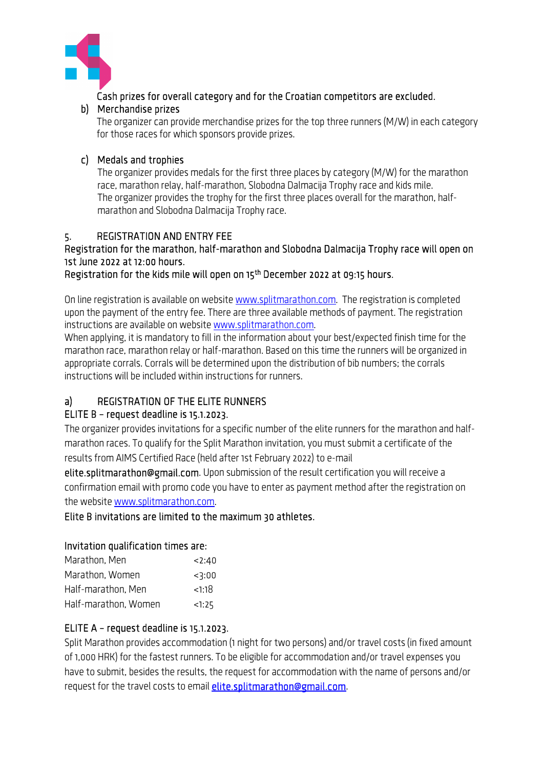Cash prizes for overall category and for the Croatian competitors are excluded.

b) Merchandise prizes

The organizer can provide merchandise prizes for the top three runners (M/W) in each category for those races for which sponsors provide prizes.

c) Medals and trophies

The organizer provides medals for the first three places by category (M/W) for the marathon race, marathon relay, half-marathon, Slobodna Dalmacija Trophy race and kids mile.
The organizer provides the trophy for the first three places overall for the marathon, half-marathon and Slobodna Dalmacija Trophy race.

## 5. REGISTRATION AND ENTRY FEE

Registration for the marathon, half-marathon and Slobodna Dalmacija Trophy race will open on 1st June 2022 at 12:00 hours.
Registration for the kids mile will open on 15th December 2022 at 09:15 hours.

On line registration is available on website www.splitmarathon.com. The registration is completed upon the payment of the entry fee. There are three available methods of payment. The registration instructions are available on website www.splitmarathon.com.
When applying, it is mandatory to fill in the information about your best/expected finish time for the marathon race, marathon relay or half-marathon. Based on this time the runners will be organized in appropriate corrals. Corrals will be determined upon the distribution of bib numbers; the corrals instructions will be included within instructions for runners.

### a) REGISTRATION OF THE ELITE RUNNERS

ELITE B – request deadline is 15.1.2023.

The organizer provides invitations for a specific number of the elite runners for the marathon and half-marathon races. To qualify for the Split Marathon invitation, you must submit a certificate of the results from AIMS Certified Race (held after 1st February 2022) to e-mail elite.splitmarathon@gmail.com. Upon submission of the result certification you will receive a confirmation email with promo code you have to enter as payment method after the registration on the website www.splitmarathon.com.

Elite B invitations are limited to the maximum 30 athletes.

Invitation qualification times are:

| | |
|---|---|
| Marathon, Men | <2:40 |
| Marathon, Women | <3:00 |
| Half-marathon, Men | <1:18 |
| Half-marathon, Women | <1:25 |

ELITE A – request deadline is 15.1.2023.

Split Marathon provides accommodation (1 night for two persons) and/or travel costs (in fixed amount of 1,000 HRK) for the fastest runners. To be eligible for accommodation and/or travel expenses you have to submit, besides the results, the request for accommodation with the name of persons and/or request for the travel costs to email elite.splitmarathon@gmail.com.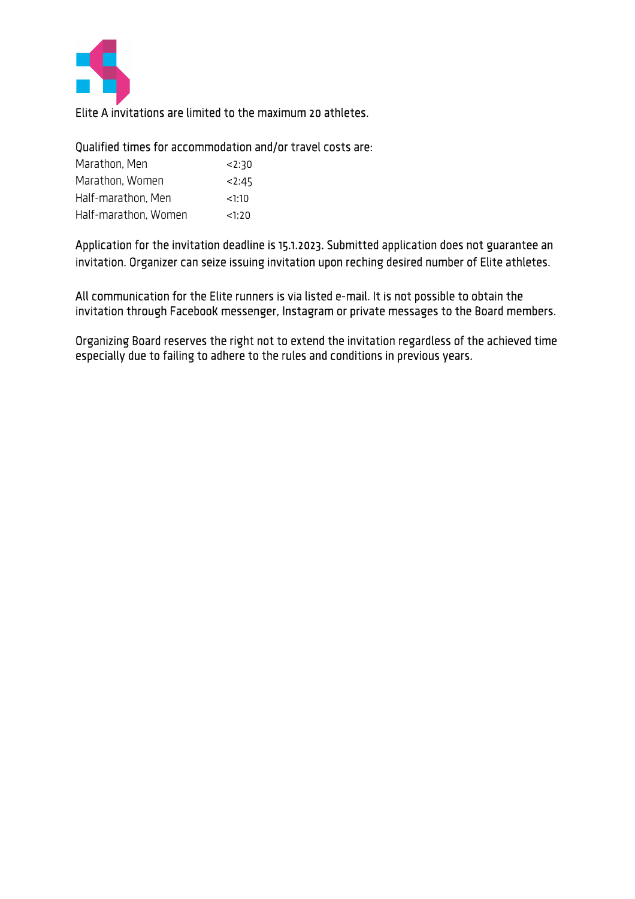Elite A invitations are limited to the maximum 20 athletes.

Qualified times for accommodation and/or travel costs are:

| | |
|---|---|
| Marathon, Men | <2:30 |
| Marathon, Women | <2:45 |
| Half-marathon, Men | <1:10 |
| Half-marathon, Women | <1:20 |

Application for the invitation deadline is 15.1.2023. Submitted application does not guarantee an invitation. Organizer can seize issuing invitation upon reching desired number of Elite athletes.

All communication for the Elite runners is via listed e-mail. It is not possible to obtain the invitation through Facebook messenger, Instagram or private messages to the Board members.

Organizing Board reserves the right not to extend the invitation regardless of the achieved time especially due to failing to adhere to the rules and conditions in previous years.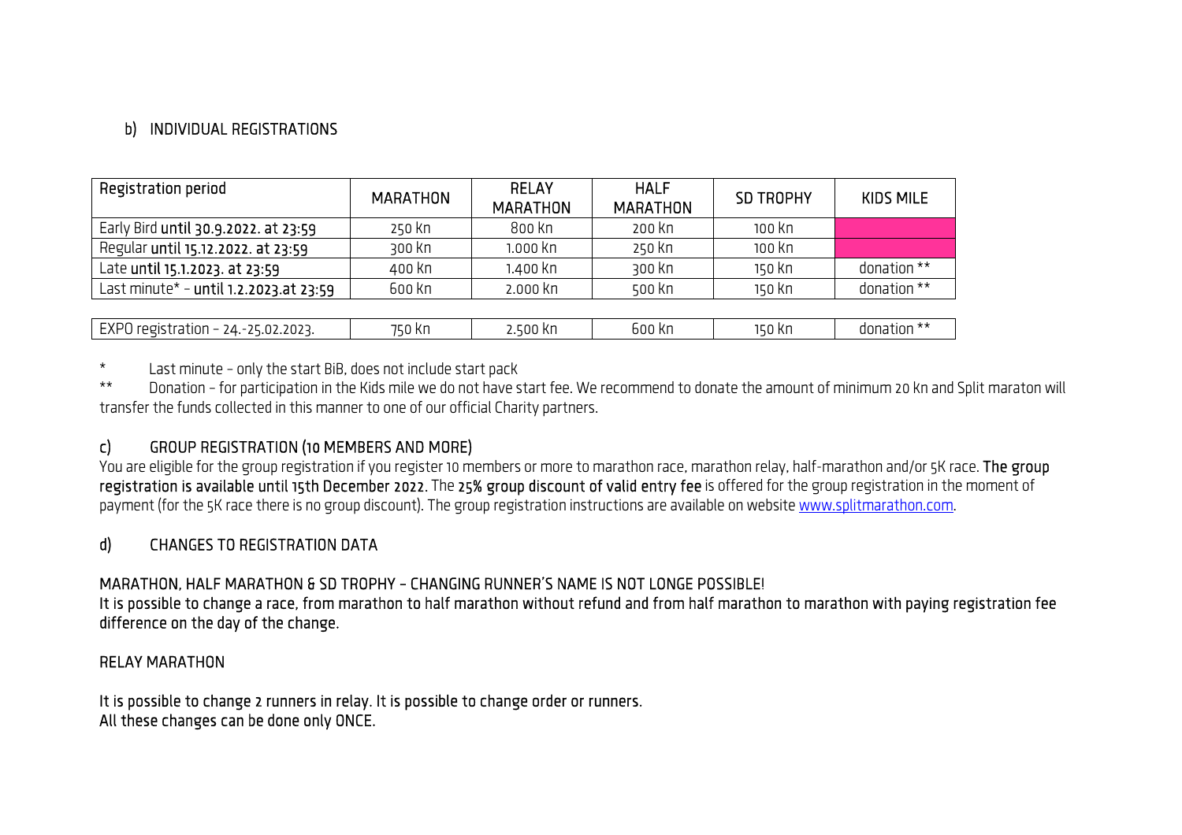## b) INDIVIDUAL REGISTRATIONS

| Registration period | MARATHON | RELAY MARATHON | HALF MARATHON | SD TROPHY | KIDS MILE |
|---|---|---|---|---|---|
| Early Bird **until 30.9.2022. at 23:59** | 250 Kn | 800 Kn | 200 Kn | 100 Kn | |
| Regular **until 15.12.2022. at 23:59** | 300 Kn | 1.000 Kn | 250 Kn | 100 Kn | |
| Late **until 15.1.2023. at 23:59** | 400 Kn | 1.400 Kn | 300 Kn | 150 Kn | donation ** |
| Last minute* – **until 1.2.2023.at 23:59** | 600 Kn | 2.000 Kn | 500 Kn | 150 Kn | donation ** |
| EXPO registration – 24.-25.02.2023. | 750 Kn | 2.500 Kn | 600 Kn | 150 Kn | donation ** |

\* Last minute – only the start BiB, does not include start pack

** Donation – for participation in the Kids mile we do not have start fee. We recommend to donate the amount of minimum 20 kn and Split maraton will transfer the funds collected in this manner to one of our official Charity partners.

## c) GROUP REGISTRATION (10 MEMBERS AND MORE)

You are eligible for the group registration if you register 10 members or more to marathon race, marathon relay, half-marathon and/or 5K race. **The group registration is available until 15th December 2022**. The **25% group discount of valid entry fee** is offered for the group registration in the moment of payment (for the 5K race there is no group discount). The group registration instructions are available on website [www.splitmarathon.com](www.splitmarathon.com).

## d) CHANGES TO REGISTRATION DATA

MARATHON, HALF MARATHON & SD TROPHY – CHANGING RUNNER'S NAME IS NOT LONGE POSSIBLE!

It is possible to change a race, from marathon to half marathon without refund and from half marathon to marathon with paying registration fee difference on the day of the change.

RELAY MARATHON

It is possible to change 2 runners in relay. It is possible to change order or runners.
All these changes can be done only ONCE.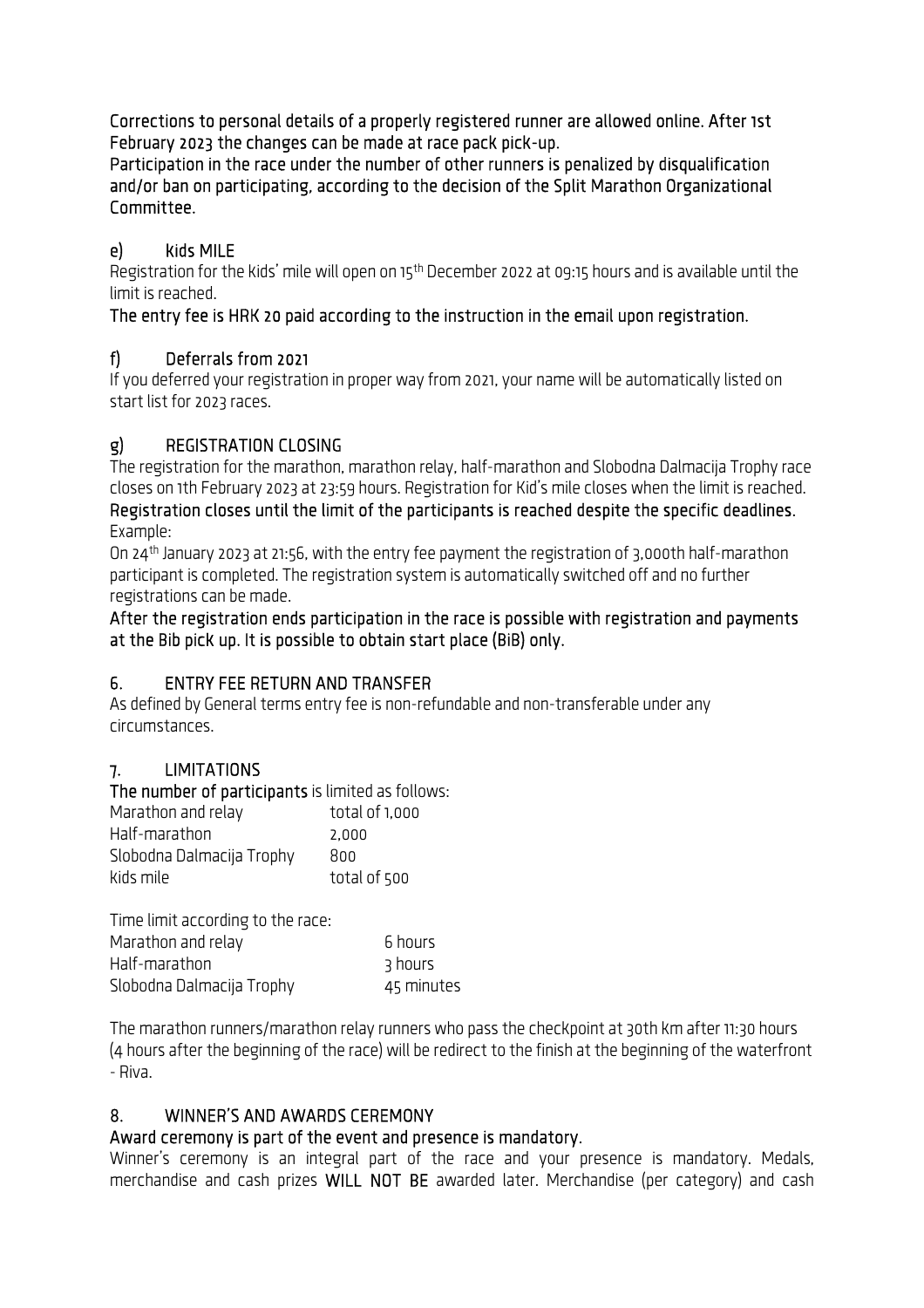Corrections to personal details of a properly registered runner are allowed online. After 1st February 2023 the changes can be made at race pack pick-up.
Participation in the race under the number of other runners is penalized by disqualification and/or ban on participating, according to the decision of the Split Marathon Organizational Committee.

### e) Kids MILE

Registration for the kids' mile will open on 15th December 2022 at 09:15 hours and is available until the limit is reached.

The entry fee is HRK 20 paid according to the instruction in the email upon registration.

### f) Deferrals from 2021

If you deferred your registration in proper way from 2021, your name will be automatically listed on start list for 2023 races.

### g) REGISTRATION CLOSING

The registration for the marathon, marathon relay, half-marathon and Slobodna Dalmacija Trophy race closes on 1th February 2023 at 23:59 hours. Registration for Kid's mile closes when the limit is reached.
Registration closes until the limit of the participants is reached despite the specific deadlines.
Example:

On 24th January 2023 at 21:56, with the entry fee payment the registration of 3,000th half-marathon participant is completed. The registration system is automatically switched off and no further registrations can be made.

After the registration ends participation in the race is possible with registration and payments at the Bib pick up. It is possible to obtain start place (BiB) only.

## 6. ENTRY FEE RETURN AND TRANSFER

As defined by General terms entry fee is non-refundable and non-transferable under any circumstances.

## 7. LIMITATIONS

The number of participants is limited as follows:

| | |
|---|---|
| Marathon and relay | total of 1,000 |
| Half-marathon | 2,000 |
| Slobodna Dalmacija Trophy | 800 |
| Kids mile | total of 500 |

Time limit according to the race:

| | |
|---|---|
| Marathon and relay | 6 hours |
| Half-marathon | 3 hours |
| Slobodna Dalmacija Trophy | 45 minutes |

The marathon runners/marathon relay runners who pass the checkpoint at 30th km after 11:30 hours (4 hours after the beginning of the race) will be redirect to the finish at the beginning of the waterfront - Riva.

## 8. WINNER'S AND AWARDS CEREMONY

Award ceremony is part of the event and presence is mandatory.

Winner's ceremony is an integral part of the race and your presence is mandatory. Medals, merchandise and cash prizes **WILL NOT BE** awarded later. Merchandise (per category) and cash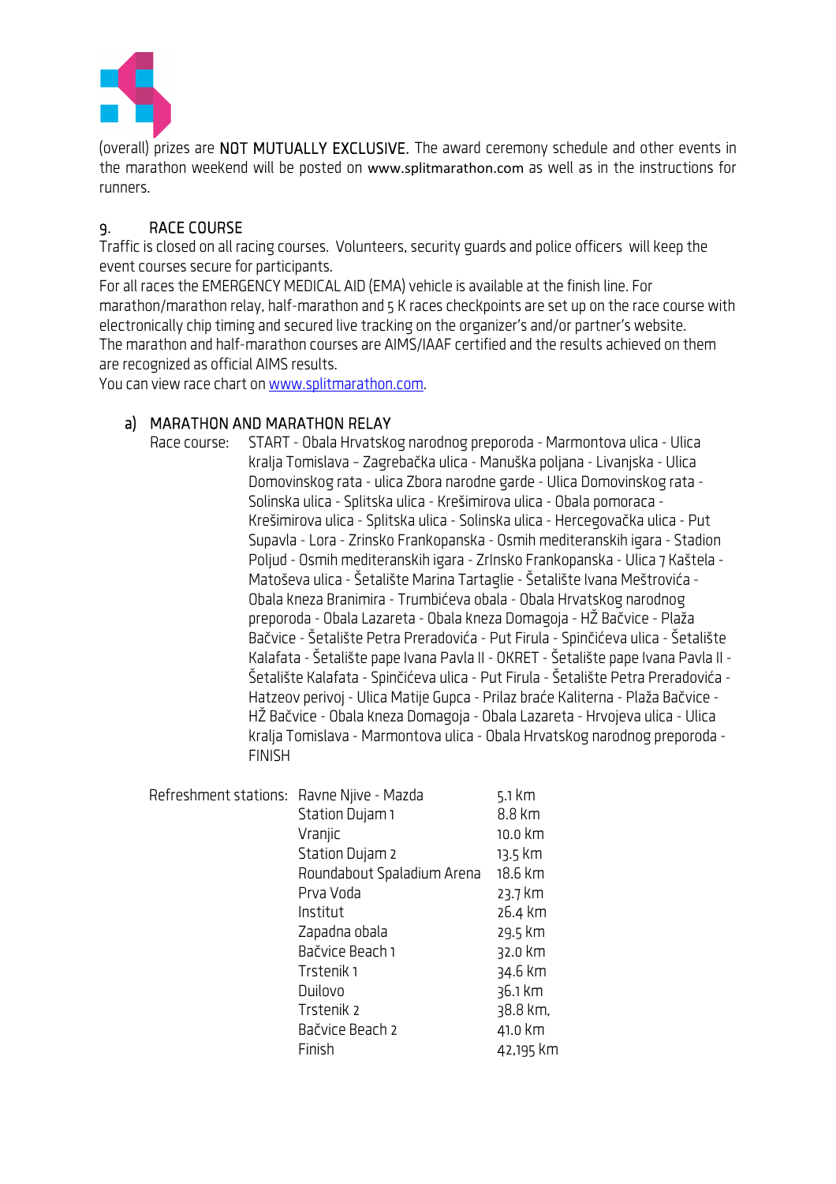(overall) prizes are NOT MUTUALLY EXCLUSIVE. The award ceremony schedule and other events in the marathon weekend will be posted on www.splitmarathon.com as well as in the instructions for runners.

## 9. RACE COURSE

Traffic is closed on all racing courses. Volunteers, security guards and police officers will keep the event courses secure for participants.
For all races the EMERGENCY MEDICAL AID (EMA) vehicle is available at the finish line. For marathon/marathon relay, half-marathon and 5 K races checkpoints are set up on the race course with electronically chip timing and secured live tracking on the organizer's and/or partner's website.
The marathon and half-marathon courses are AIMS/IAAF certified and the results achieved on them are recognized as official AIMS results.
You can view race chart on www.splitmarathon.com.

### a) MARATHON AND MARATHON RELAY

Race course: START - Obala Hrvatskog narodnog preporoda - Marmontova ulica - Ulica Kralja Tomislava – Zagrebačka ulica - Manuška poljana - Livanjska - Ulica Domovinskog rata - ulica Zbora narodne garde - Ulica Domovinskog rata - Solinska ulica - Splitska ulica - Krešimirova ulica - Obala pomoraca - Krešimirova ulica - Splitska ulica - Solinska ulica - Hercegovačka ulica - Put Supavla - Lora - Zrinsko Frankopanska - Osmih mediteranskih igara - Stadion Poljud - Osmih mediteranskih igara - Zrlnsko Frankopanska - Ulica 7 Kaštela - Matoševa ulica - Šetalište Marina Tartaglie - Šetalište Ivana Meštrovića - Obala Kneza Branimira - Trumbićeva obala - Obala Hrvatskog narodnog preporoda - Obala Lazareta - Obala kneza Domagoja - HŽ Bačvice - Plaža Bačvice - Šetalište Petra Preradovića - Put Firula - Spinčićeva ulica - Šetalište Kalafata - Šetalište pape Ivana Pavla II - OKRET - Šetalište pape Ivana Pavla II - Šetalište Kalafata - Spinčićeva ulica - Put Firula - Šetalište Petra Preradovića - Hatzeov perivoj - Ulica Matije Gupca - Prilaz braće Kaliterna - Plaža Bačvice - HŽ Bačvice - Obala Kneza Domagoja - Obala Lazareta - Hrvojeva ulica - Ulica Kralja Tomislava - Marmontova ulica - Obala Hrvatskog narodnog preporoda - FINISH

| Refreshment stations: | | |
|---|---|---|
| | Ravne Njive - Mazda | 5.1 km |
| | Station Dujam 1 | 8.8 km |
| | Vranjic | 10.0 km |
| | Station Dujam 2 | 13.5 km |
| | Roundabout Spaladium Arena | 18.6 km |
| | Prva Voda | 23.7 km |
| | Institut | 26.4 km |
| | Zapadna obala | 29.5 km |
| | Bačvice Beach 1 | 32.0 km |
| | Trstenik 1 | 34.6 km |
| | Duilovo | 36.1 km |
| | Trstenik 2 | 38.8 km, |
| | Bačvice Beach 2 | 41.0 km |
| | Finish | 42,195 km |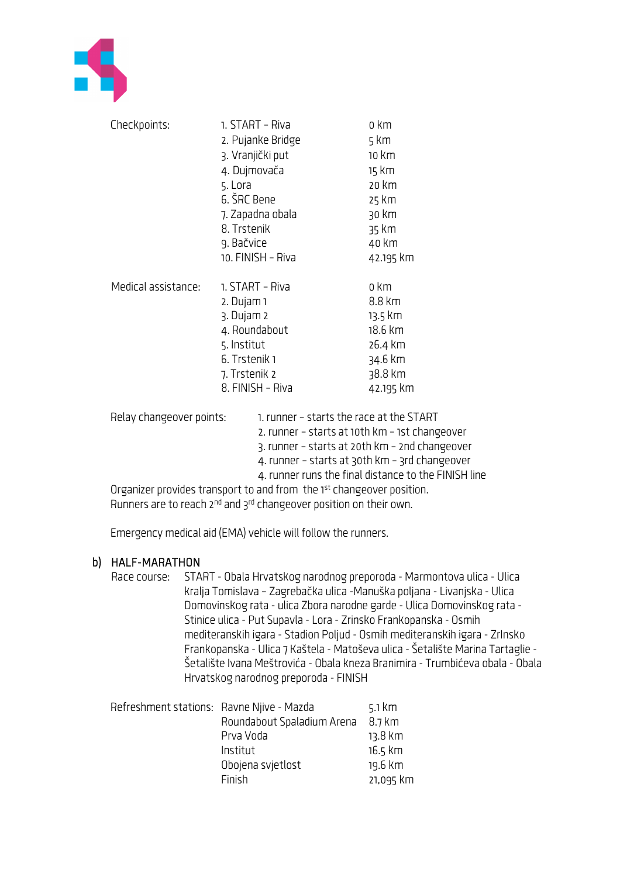Checkpoints:

| | |
|---|---|
| 1. START – Riva | 0 km |
| 2. Pujanke Bridge | 5 km |
| 3. Vranjički put | 10 km |
| 4. Dujmovača | 15 km |
| 5. Lora | 20 km |
| 6. ŠRC Bene | 25 km |
| 7. Zapadna obala | 30 km |
| 8. Trstenik | 35 km |
| 9. Bačvice | 40 km |
| 10. FINISH – Riva | 42.195 km |

Medical assistance:

| | |
|---|---|
| 1. START – Riva | 0 km |
| 2. Dujam 1 | 8.8 km |
| 3. Dujam 2 | 13.5 km |
| 4. Roundabout | 18.6 km |
| 5. Institut | 26.4 km |
| 6. Trstenik 1 | 34.6 km |
| 7. Trstenik 2 | 38.8 km |
| 8. FINISH – Riva | 42.195 km |

Relay changeover points:

1. runner – starts the race at the START
2. runner – starts at 10th km – 1st changeover
3. runner – starts at 20th km – 2nd changeover
4. runner – starts at 30th km – 3rd changeover
4. runner runs the final distance to the FINISH line

Organizer provides transport to and from the 1st changeover position.
Runners are to reach 2nd and 3rd changeover position on their own.

Emergency medical aid (EMA) vehicle will follow the runners.

## b) HALF-MARATHON

Race course: START - Obala Hrvatskog narodnog preporoda - Marmontova ulica - Ulica Kralja Tomislava – Zagrebačka ulica -Manuška poljana - Livanjska - Ulica Domovinskog rata - ulica Zbora narodne garde - Ulica Domovinskog rata - Stinice ulica - Put Supavla - Lora - Zrinsko Frankopanska - Osmih mediteranskih igara - Stadion Poljud - Osmih mediteranskih igara - Zrinsko Frankopanska - Ulica 7 Kaštela - Matoševa ulica - Šetalište Marina Tartaglie - Šetalište Ivana Meštrovića - Obala Kneza Branimira - Trumbićeva obala - Obala Hrvatskog narodnog preporoda - FINISH

Refreshment stations:

| | |
|---|---|
| Ravne Njive - Mazda | 5.1 km |
| Roundabout Spaladium Arena | 8.7 km |
| Prva Voda | 13.8 km |
| Institut | 16.5 km |
| Obojena svjetlost | 19.6 km |
| Finish | 21,095 km |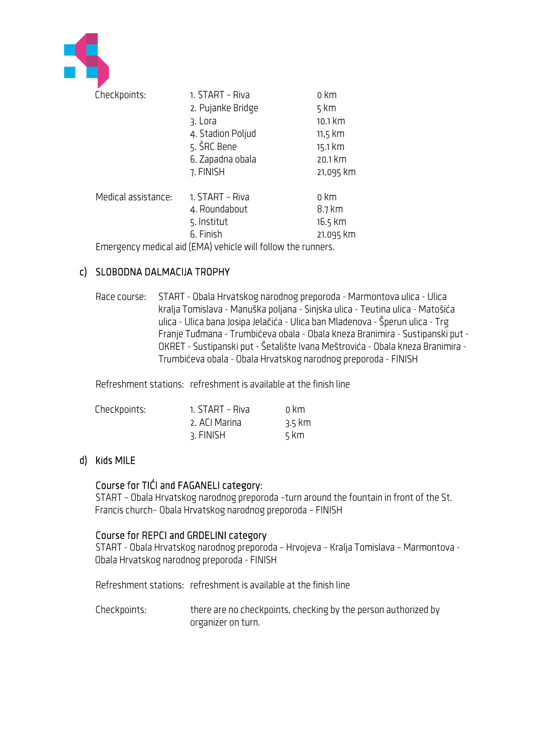| Checkpoints: | 1. START – Riva | 0 km |
| --- | --- | --- |
| | 2. Pujanke Bridge | 5 km |
| | 3. Lora | 10.1 km |
| | 4. Stadion Poljud | 11,5 km |
| | 5. ŠRC Bene | 15.1 km |
| | 6. Zapadna obala | 20.1 km |
| | 7. FINISH | 21,095 km |

| Medical assistance: | 1. START – Riva | 0 km |
| --- | --- | --- |
| | 4. Roundabout | 8.7 km |
| | 5. Institut | 16.5 km |
| | 6. Finish | 21.095 km |

Emergency medical aid (EMA) vehicle will follow the runners.

## c) SLOBODNA DALMACIJA TROPHY

Race course: START - Obala Hrvatskog narodnog preporoda - Marmontova ulica - Ulica Kralja Tomislava - Manuška poljana - Sinjska ulica - Teutina ulica - Matošića ulica - Ulica bana Josipa Jelačića - Ulica ban Mladenova - Šperun ulica - Trg Franje Tuđmana - Trumbićeva obala - Obala kneza Branimira - Sustipanski put - OKRET - Sustipanski put - Šetalište Ivana Meštrovića - Obala kneza Branimira - Trumbićeva obala - Obala Hrvatskog narodnog preporoda - FINISH

Refreshment stations: refreshment is available at the finish line

| Checkpoints: | 1. START – Riva | 0 km |
| --- | --- | --- |
| | 2. ACI Marina | 3.5 km |
| | 3. FINISH | 5 km |

## d) Kids MILE

**Course for TIĆI and FAGANELI category:**
START – Obala Hrvatskog narodnog preporoda –turn around the fountain in front of the St. Francis church– Obala Hrvatskog narodnog preporoda – FINISH

**Course for REPCI and GRDELINI category**
START - Obala Hrvatskog narodnog preporoda – Hrvojeva – Kralja Tomislava – Marmontova - Obala Hrvatskog narodnog preporoda - FINISH

Refreshment stations: refreshment is available at the finish line

Checkpoints: there are no checkpoints, checking by the person authorized by organizer on turn.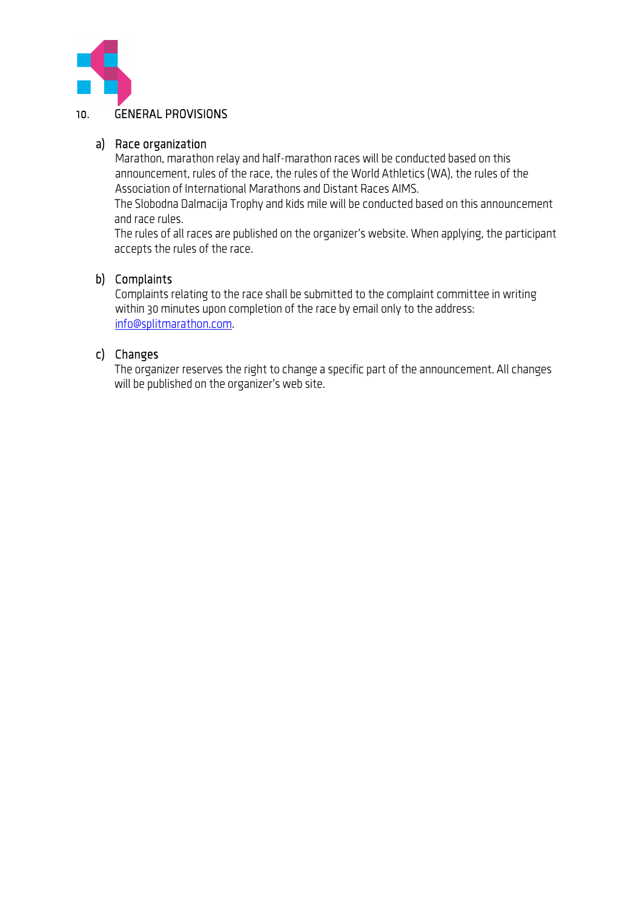## 10. GENERAL PROVISIONS

### a) Race organization

Marathon, marathon relay and half-marathon races will be conducted based on this announcement, rules of the race, the rules of the World Athletics (WA), the rules of the Association of International Marathons and Distant Races AIMS.

The Slobodna Dalmacija Trophy and Kids mile will be conducted based on this announcement and race rules.

The rules of all races are published on the organizer's website. When applying, the participant accepts the rules of the race.

### b) Complaints

Complaints relating to the race shall be submitted to the complaint committee in writing within 30 minutes upon completion of the race by email only to the address: info@splitmarathon.com.

### c) Changes

The organizer reserves the right to change a specific part of the announcement. All changes will be published on the organizer's web site.